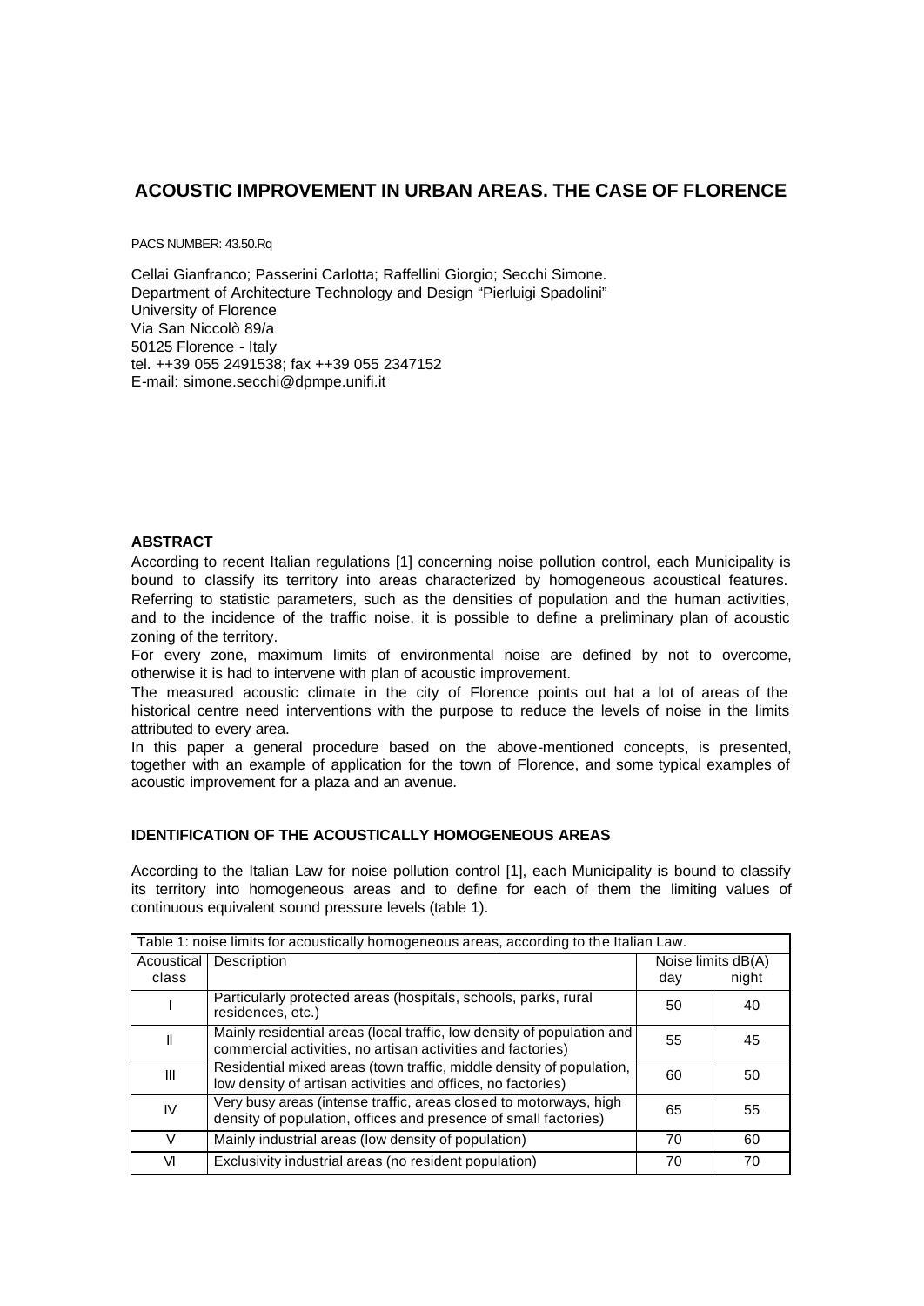# ACOUSTIC IMPROVEMENT IN URBAN AREAS. THE CASE OF FLORENCE

PACS NUMBER: 43.50.Rq

Cellai Gianfranco; Passerini Carlotta; Raffellini Giorgio; Secchi Simone.
Department of Architecture Technology and Design "Pierluigi Spadolini"
University of Florence
Via San Niccolò 89/a
50125 Florence - Italy
tel. ++39 055 2491538; fax ++39 055 2347152
E-mail: simone.secchi@dpmpe.unifi.it

## ABSTRACT

According to recent Italian regulations [1] concerning noise pollution control, each Municipality is bound to classify its territory into areas characterized by homogeneous acoustical features. Referring to statistic parameters, such as the densities of population and the human activities, and to the incidence of the traffic noise, it is possible to define a preliminary plan of acoustic zoning of the territory.

For every zone, maximum limits of environmental noise are defined by not to overcome, otherwise it is had to intervene with plan of acoustic improvement.

The measured acoustic climate in the city of Florence points out hat a lot of areas of the historical centre need interventions with the purpose to reduce the levels of noise in the limits attributed to every area.

In this paper a general procedure based on the above-mentioned concepts, is presented, together with an example of application for the town of Florence, and some typical examples of acoustic improvement for a plaza and an avenue.

## IDENTIFICATION OF THE ACOUSTICALLY HOMOGENEOUS AREAS

According to the Italian Law for noise pollution control [1], each Municipality is bound to classify its territory into homogeneous areas and to define for each of them the limiting values of continuous equivalent sound pressure levels (table 1).

Table 1: noise limits for acoustically homogeneous areas, according to the Italian Law.

| Acoustical class | Description | Noise limits dB(A) | |
|---|---|---|---|
| | | day | night |
| I | Particularly protected areas (hospitals, schools, parks, rural residences, etc.) | 50 | 40 |
| II | Mainly residential areas (local traffic, low density of population and commercial activities, no artisan activities and factories) | 55 | 45 |
| III | Residential mixed areas (town traffic, middle density of population, low density of artisan activities and offices, no factories) | 60 | 50 |
| IV | Very busy areas (intense traffic, areas closed to motorways, high density of population, offices and presence of small factories) | 65 | 55 |
| V | Mainly industrial areas (low density of population) | 70 | 60 |
| VI | Exclusivity industrial areas (no resident population) | 70 | 70 |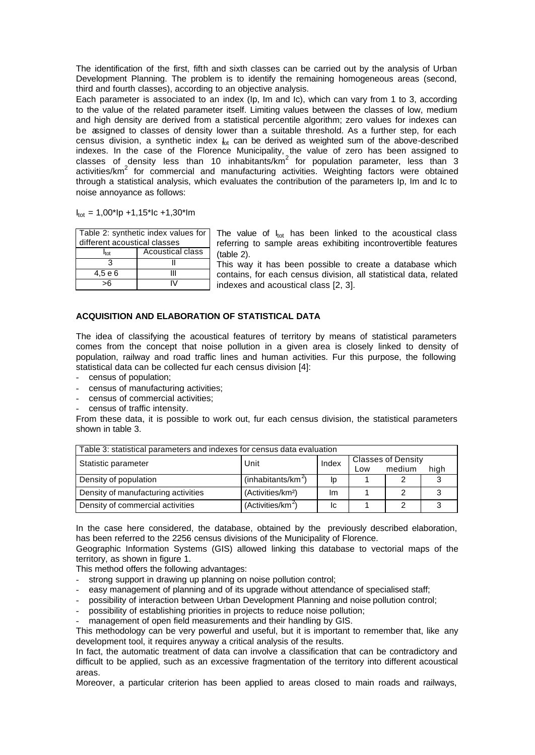The identification of the first, fifth and sixth classes can be carried out by the analysis of Urban Development Planning. The problem is to identify the remaining homogeneous areas (second, third and fourth classes), according to an objective analysis.

Each parameter is associated to an index (Ip, Im and Ic), which can vary from 1 to 3, according to the value of the related parameter itself. Limiting values between the classes of low, medium and high density are derived from a statistical percentile algorithm; zero values for indexes can be assigned to classes of density lower than a suitable threshold. As a further step, for each census division, a synthetic index $I_{tot}$ can be derived as weighted sum of the above-described indexes. In the case of the Florence Municipality, the value of zero has been assigned to classes of density less than 10 inhabitants/km$^2$ for population parameter, less than 3 activities/km$^2$ for commercial and manufacturing activities. Weighting factors were obtained through a statistical analysis, which evaluates the contribution of the parameters Ip, Im and Ic to noise annoyance as follows:

$$I_{tot} = 1{,}00 \cdot Ip + 1{,}15 \cdot Ic + 1{,}30 \cdot Im$$

Table 2: synthetic index values for different acoustical classes

| $I_{tot}$ | Acoustical class |
|---|---|
| 3 | II |
| 4,5 e 6 | III |
| >6 | IV |

The value of $I_{tot}$ has been linked to the acoustical class referring to sample areas exhibiting incontrovertible features (table 2).

This way it has been possible to create a database which contains, for each census division, all statistical data, related indexes and acoustical class [2, 3].

### ACQUISITION AND ELABORATION OF STATISTICAL DATA

The idea of classifying the acoustical features of territory by means of statistical parameters comes from the concept that noise pollution in a given area is closely linked to density of population, railway and road traffic lines and human activities. Fur this purpose, the following statistical data can be collected fur each census division [4]:

- census of population;
- census of manufacturing activities;
- census of commercial activities;
- census of traffic intensity.

From these data, it is possible to work out, fur each census division, the statistical parameters shown in table 3.

Table 3: statistical parameters and indexes for census data evaluation

| Statistic parameter | Unit | Index | Classes of Density | | |
|---|---|---|---|---|---|
| | | | Low | medium | high |
| Density of population | (inhabitants/km$^2$) | Ip | 1 | 2 | 3 |
| Density of manufacturing activities | (Activities/km$^2$) | Im | 1 | 2 | 3 |
| Density of commercial activities | (Activities/km$^2$) | Ic | 1 | 2 | 3 |

In the case here considered, the database, obtained by the previously described elaboration, has been referred to the 2256 census divisions of the Municipality of Florence.

Geographic Information Systems (GIS) allowed linking this database to vectorial maps of the territory, as shown in figure 1.

This method offers the following advantages:

- strong support in drawing up planning on noise pollution control;
- easy management of planning and of its upgrade without attendance of specialised staff;
- possibility of interaction between Urban Development Planning and noise pollution control;
- possibility of establishing priorities in projects to reduce noise pollution;
- management of open field measurements and their handling by GIS.

This methodology can be very powerful and useful, but it is important to remember that, like any development tool, it requires anyway a critical analysis of the results.

In fact, the automatic treatment of data can involve a classification that can be contradictory and difficult to be applied, such as an excessive fragmentation of the territory into different acoustical areas.

Moreover, a particular criterion has been applied to areas closed to main roads and railways,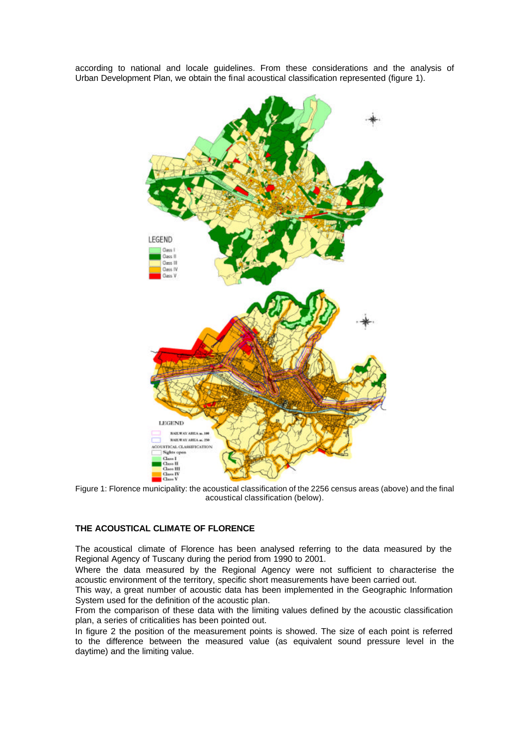according to national and locale guidelines. From these considerations and the analysis of Urban Development Plan, we obtain the final acoustical classification represented (figure 1).

Figure 1: Florence municipality: the acoustical classification of the 2256 census areas (above) and the final acoustical classification (below).

## THE ACOUSTICAL CLIMATE OF FLORENCE

The acoustical climate of Florence has been analysed referring to the data measured by the Regional Agency of Tuscany during the period from 1990 to 2001.

Where the data measured by the Regional Agency were not sufficient to characterise the acoustic environment of the territory, specific short measurements have been carried out.

This way, a great number of acoustic data has been implemented in the Geographic Information System used for the definition of the acoustic plan.

From the comparison of these data with the limiting values defined by the acoustic classification plan, a series of criticalities has been pointed out.

In figure 2 the position of the measurement points is showed. The size of each point is referred to the difference between the measured value (as equivalent sound pressure level in the daytime) and the limiting value.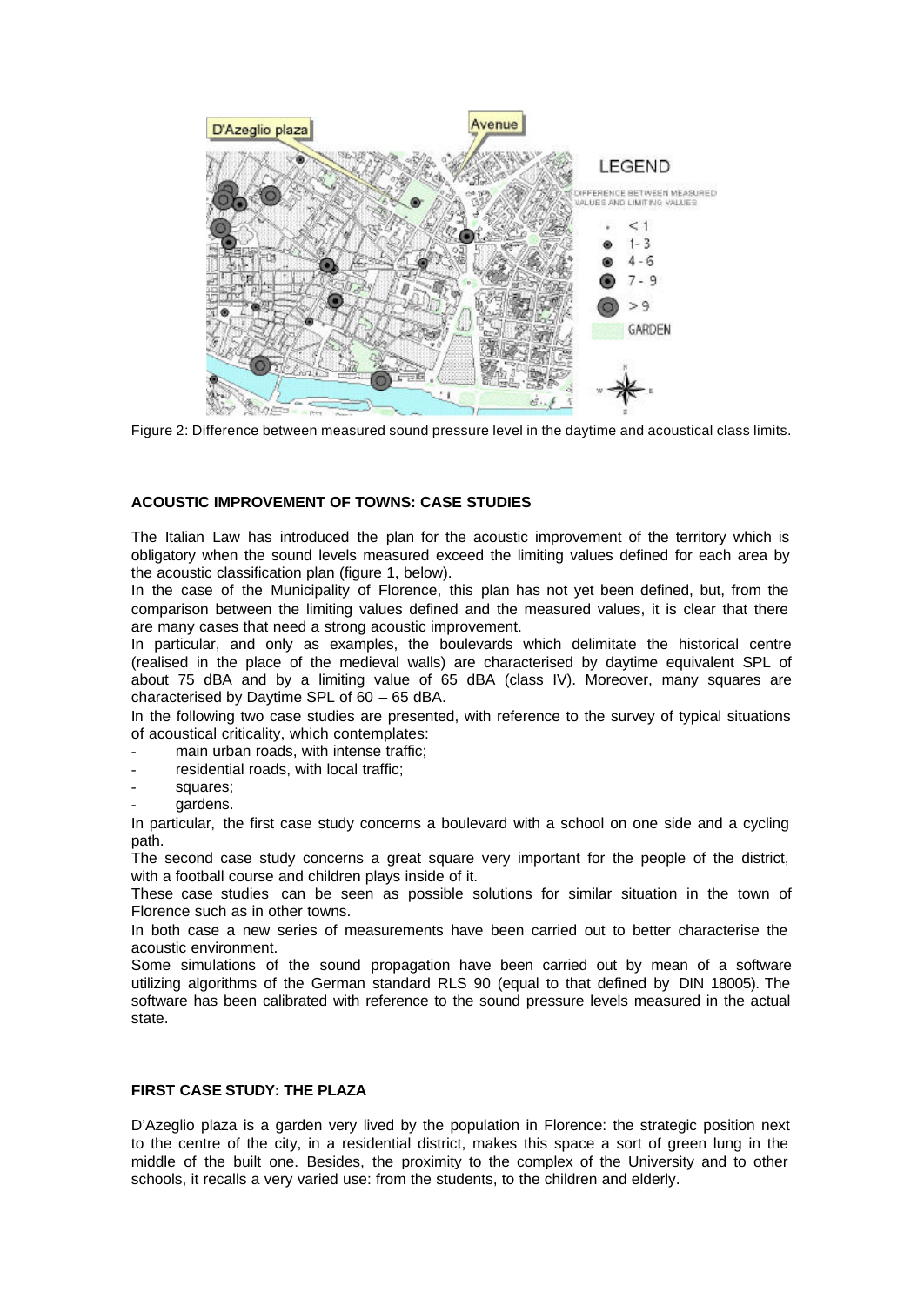Figure 2: Difference between measured sound pressure level in the daytime and acoustical class limits.

### ACOUSTIC IMPROVEMENT OF TOWNS: CASE STUDIES

The Italian Law has introduced the plan for the acoustic improvement of the territory which is obligatory when the sound levels measured exceed the limiting values defined for each area by the acoustic classification plan (figure 1, below).

In the case of the Municipality of Florence, this plan has not yet been defined, but, from the comparison between the limiting values defined and the measured values, it is clear that there are many cases that need a strong acoustic improvement.

In particular, and only as examples, the boulevards which delimitate the historical centre (realised in the place of the medieval walls) are characterised by daytime equivalent SPL of about 75 dBA and by a limiting value of 65 dBA (class IV). Moreover, many squares are characterised by Daytime SPL of 60 – 65 dBA.

In the following two case studies are presented, with reference to the survey of typical situations of acoustical criticality, which contemplates:

- main urban roads, with intense traffic;
- residential roads, with local traffic;
- squares;
- gardens.

In particular, the first case study concerns a boulevard with a school on one side and a cycling path.

The second case study concerns a great square very important for the people of the district, with a football course and children plays inside of it.

These case studies can be seen as possible solutions for similar situation in the town of Florence such as in other towns.

In both case a new series of measurements have been carried out to better characterise the acoustic environment.

Some simulations of the sound propagation have been carried out by mean of a software utilizing algorithms of the German standard RLS 90 (equal to that defined by DIN 18005). The software has been calibrated with reference to the sound pressure levels measured in the actual state.

### FIRST CASE STUDY: THE PLAZA

D'Azeglio plaza is a garden very lived by the population in Florence: the strategic position next to the centre of the city, in a residential district, makes this space a sort of green lung in the middle of the built one. Besides, the proximity to the complex of the University and to other schools, it recalls a very varied use: from the students, to the children and elderly.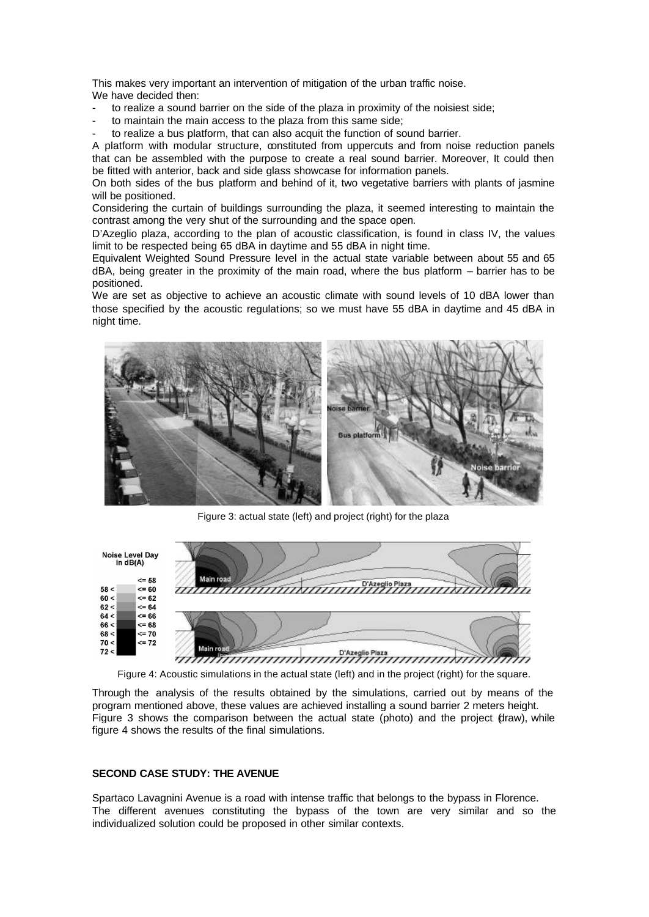This makes very important an intervention of mitigation of the urban traffic noise.
We have decided then:

- to realize a sound barrier on the side of the plaza in proximity of the noisiest side;
- to maintain the main access to the plaza from this same side;
- to realize a bus platform, that can also acquit the function of sound barrier.

A platform with modular structure, constituted from uppercuts and from noise reduction panels that can be assembled with the purpose to create a real sound barrier. Moreover, It could then be fitted with anterior, back and side glass showcase for information panels.

On both sides of the bus platform and behind of it, two vegetative barriers with plants of jasmine will be positioned.

Considering the curtain of buildings surrounding the plaza, it seemed interesting to maintain the contrast among the very shut of the surrounding and the space open.

D'Azeglio plaza, according to the plan of acoustic classification, is found in class IV, the values limit to be respected being 65 dBA in daytime and 55 dBA in night time.

Equivalent Weighted Sound Pressure level in the actual state variable between about 55 and 65 dBA, being greater in the proximity of the main road, where the bus platform – barrier has to be positioned.

We are set as objective to achieve an acoustic climate with sound levels of 10 dBA lower than those specified by the acoustic regulations; so we must have 55 dBA in daytime and 45 dBA in night time.

Figure 3: actual state (left) and project (right) for the plaza

Figure 4: Acoustic simulations in the actual state (left) and in the project (right) for the square.

Through the analysis of the results obtained by the simulations, carried out by means of the program mentioned above, these values are achieved installing a sound barrier 2 meters height. Figure 3 shows the comparison between the actual state (photo) and the project (draw), while figure 4 shows the results of the final simulations.

**SECOND CASE STUDY: THE AVENUE**

Spartaco Lavagnini Avenue is a road with intense traffic that belongs to the bypass in Florence. The different avenues constituting the bypass of the town are very similar and so the individualized solution could be proposed in other similar contexts.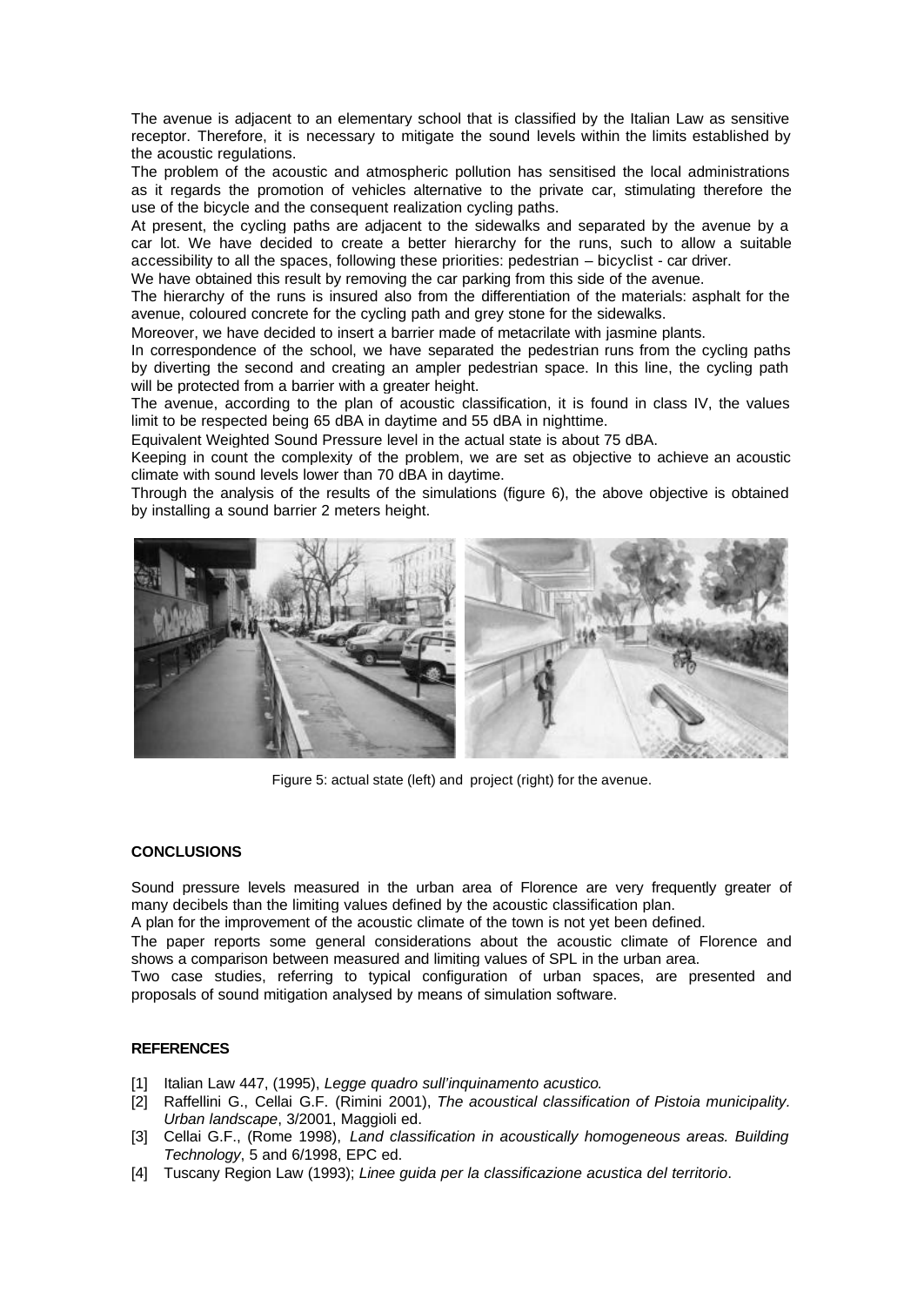The avenue is adjacent to an elementary school that is classified by the Italian Law as sensitive receptor. Therefore, it is necessary to mitigate the sound levels within the limits established by the acoustic regulations.

The problem of the acoustic and atmospheric pollution has sensitised the local administrations as it regards the promotion of vehicles alternative to the private car, stimulating therefore the use of the bicycle and the consequent realization cycling paths.

At present, the cycling paths are adjacent to the sidewalks and separated by the avenue by a car lot. We have decided to create a better hierarchy for the runs, such to allow a suitable accessibility to all the spaces, following these priorities: pedestrian – bicyclist - car driver.

We have obtained this result by removing the car parking from this side of the avenue.

The hierarchy of the runs is insured also from the differentiation of the materials: asphalt for the avenue, coloured concrete for the cycling path and grey stone for the sidewalks.

Moreover, we have decided to insert a barrier made of metacrilate with jasmine plants.

In correspondence of the school, we have separated the pedestrian runs from the cycling paths by diverting the second and creating an ampler pedestrian space. In this line, the cycling path will be protected from a barrier with a greater height.

The avenue, according to the plan of acoustic classification, it is found in class IV, the values limit to be respected being 65 dBA in daytime and 55 dBA in nighttime.

Equivalent Weighted Sound Pressure level in the actual state is about 75 dBA.

Keeping in count the complexity of the problem, we are set as objective to achieve an acoustic climate with sound levels lower than 70 dBA in daytime.

Through the analysis of the results of the simulations (figure 6), the above objective is obtained by installing a sound barrier 2 meters height.

Figure 5: actual state (left) and project (right) for the avenue.

## CONCLUSIONS

Sound pressure levels measured in the urban area of Florence are very frequently greater of many decibels than the limiting values defined by the acoustic classification plan.

A plan for the improvement of the acoustic climate of the town is not yet been defined.

The paper reports some general considerations about the acoustic climate of Florence and shows a comparison between measured and limiting values of SPL in the urban area.

Two case studies, referring to typical configuration of urban spaces, are presented and proposals of sound mitigation analysed by means of simulation software.

## REFERENCES

[1] Italian Law 447, (1995), *Legge quadro sull'inquinamento acustico.*

[2] Raffellini G., Cellai G.F. (Rimini 2001), *The acoustical classification of Pistoia municipality. Urban landscape*, 3/2001, Maggioli ed.

[3] Cellai G.F., (Rome 1998), *Land classification in acoustically homogeneous areas. Building Technology*, 5 and 6/1998, EPC ed.

[4] Tuscany Region Law (1993); *Linee guida per la classificazione acustica del territorio*.